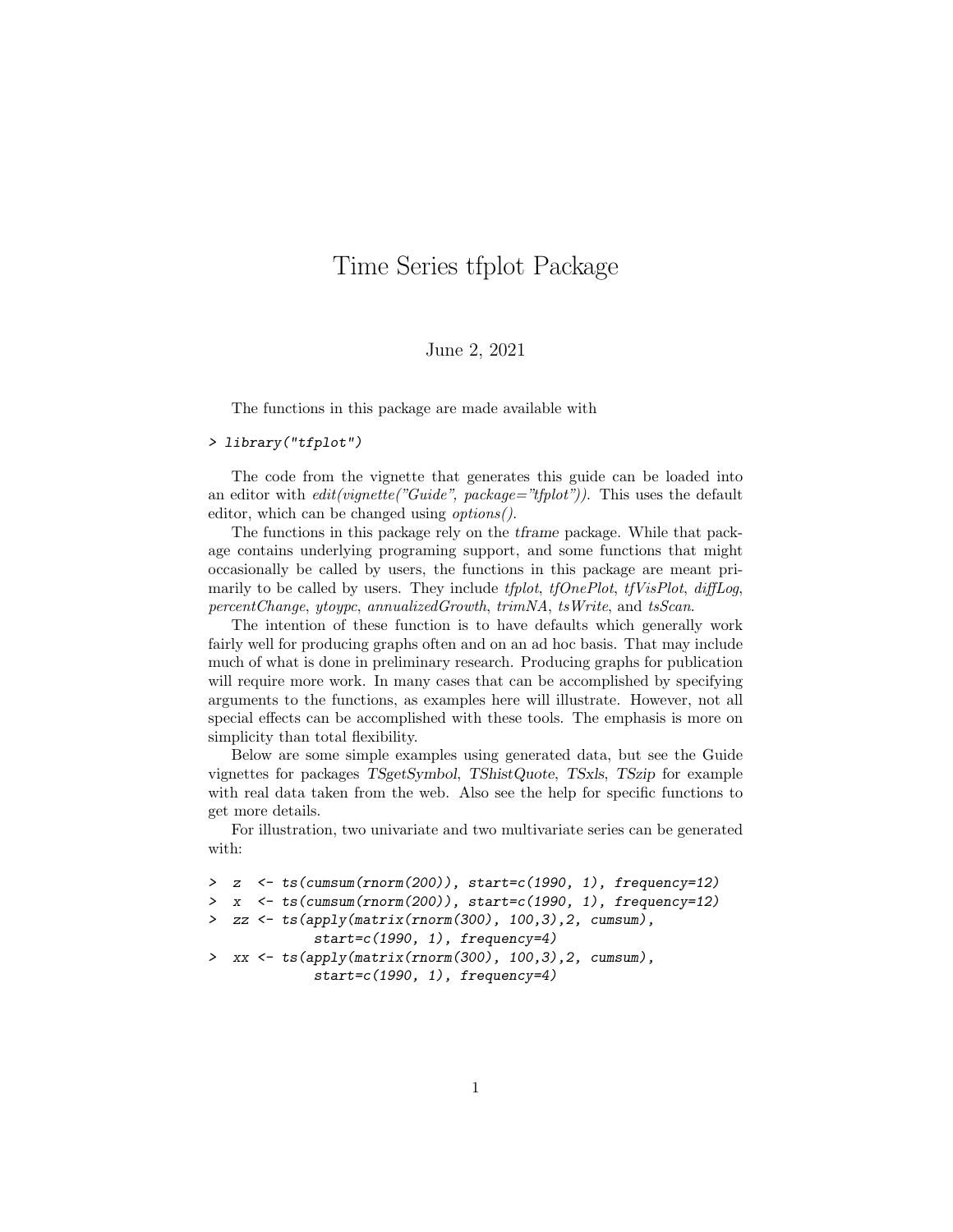# Time Series tfplot Package

June 2, 2021

The functions in this package are made available with

```
> library("tfplot")
```

The code from the vignette that generates this guide can be loaded into an editor with *edit(vignette("Guide", package="tfplot"))*. This uses the default editor, which can be changed using *options()*.

The functions in this package rely on the *tframe* package. While that package contains underlying programing support, and some functions that might occasionally be called by users, the functions in this package are meant primarily to be called by users. They include *tfplot*, *tfOnePlot*, *tfVisPlot*, *diffLog*, *percentChange*, *ytoypc*, *annualizedGrowth*, *trimNA*, *tsWrite*, and *tsScan*.

The intention of these function is to have defaults which generally work fairly well for producing graphs often and on an ad hoc basis. That may include much of what is done in preliminary research. Producing graphs for publication will require more work. In many cases that can be accomplished by specifying arguments to the functions, as examples here will illustrate. However, not all special effects can be accomplished with these tools. The emphasis is more on simplicity than total flexibility.

Below are some simple examples using generated data, but see the Guide vignettes for packages *TSgetSymbol*, *TShistQuote*, *TSxls*, *TSzip* for example with real data taken from the web. Also see the help for specific functions to get more details.

For illustration, two univariate and two multivariate series can be generated with:

```
>  z  <- ts(cumsum(rnorm(200)), start=c(1990, 1), frequency=12)
>  x  <- ts(cumsum(rnorm(200)), start=c(1990, 1), frequency=12)
>  zz <- ts(apply(matrix(rnorm(300), 100,3),2, cumsum),
            start=c(1990, 1), frequency=4)
>  xx <- ts(apply(matrix(rnorm(300), 100,3),2, cumsum),
            start=c(1990, 1), frequency=4)
```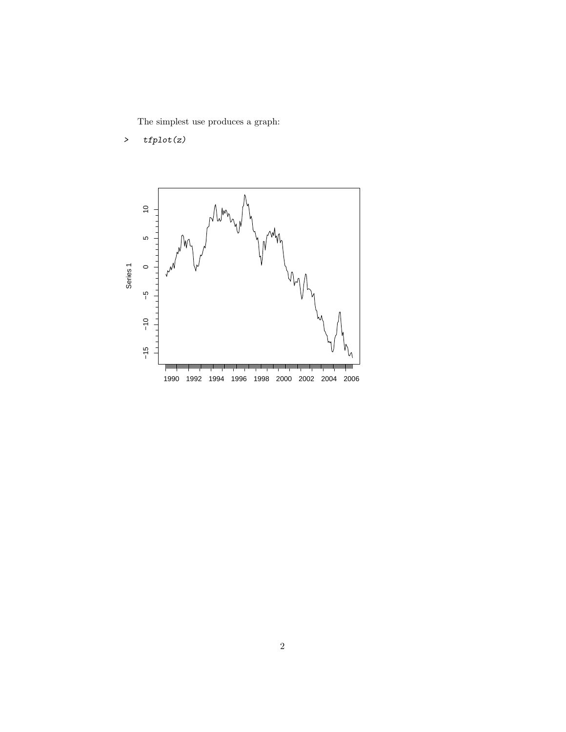The simplest use produces a graph:

```
>   tfplot(z)
```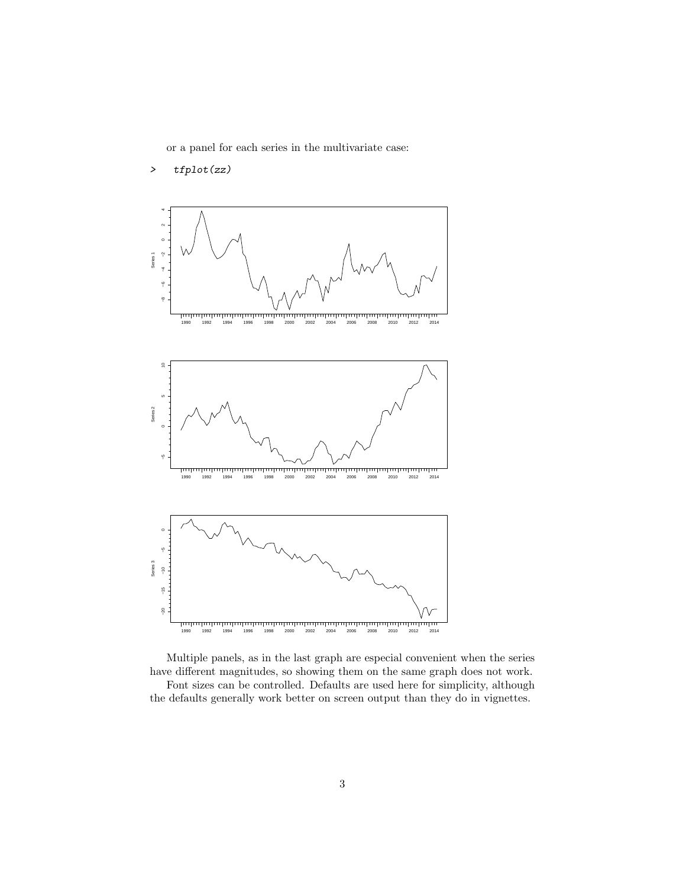or a panel for each series in the multivariate case:

```
>   tfplot(zz)
```

Multiple panels, as in the last graph are especial convenient when the series have different magnitudes, so showing them on the same graph does not work.

Font sizes can be controlled. Defaults are used here for simplicity, although the defaults generally work better on screen output than they do in vignettes.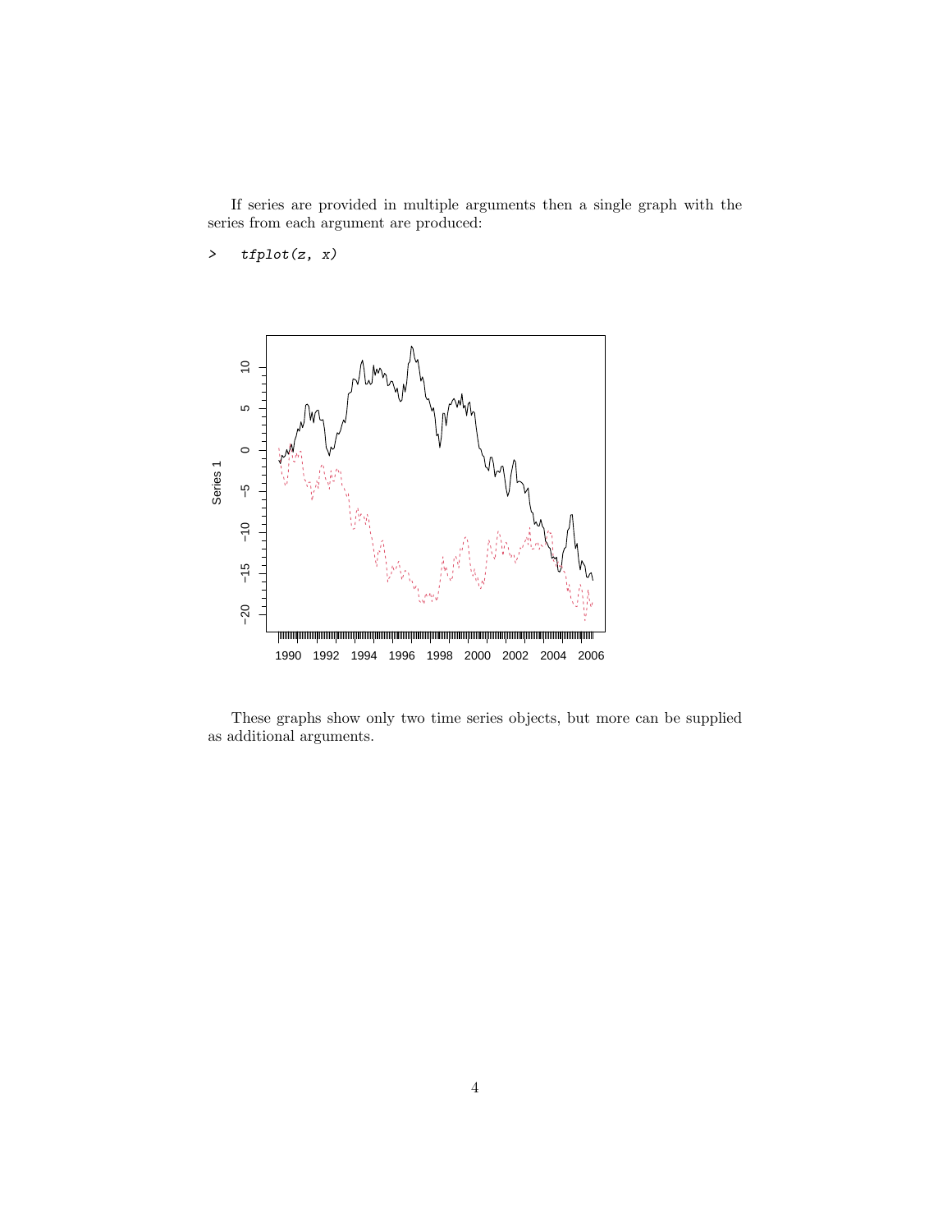If series are provided in multiple arguments then a single graph with the series from each argument are produced:

```
>   tfplot(z, x)
```

These graphs show only two time series objects, but more can be supplied as additional arguments.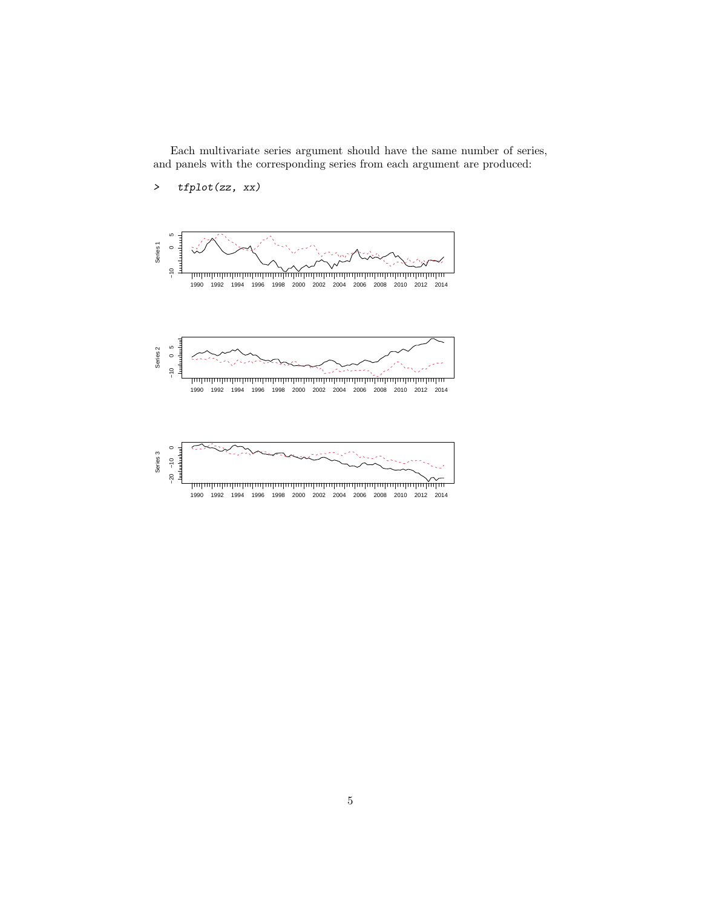Each multivariate series argument should have the same number of series, and panels with the corresponding series from each argument are produced:

```
>    tfplot(zz, xx)
```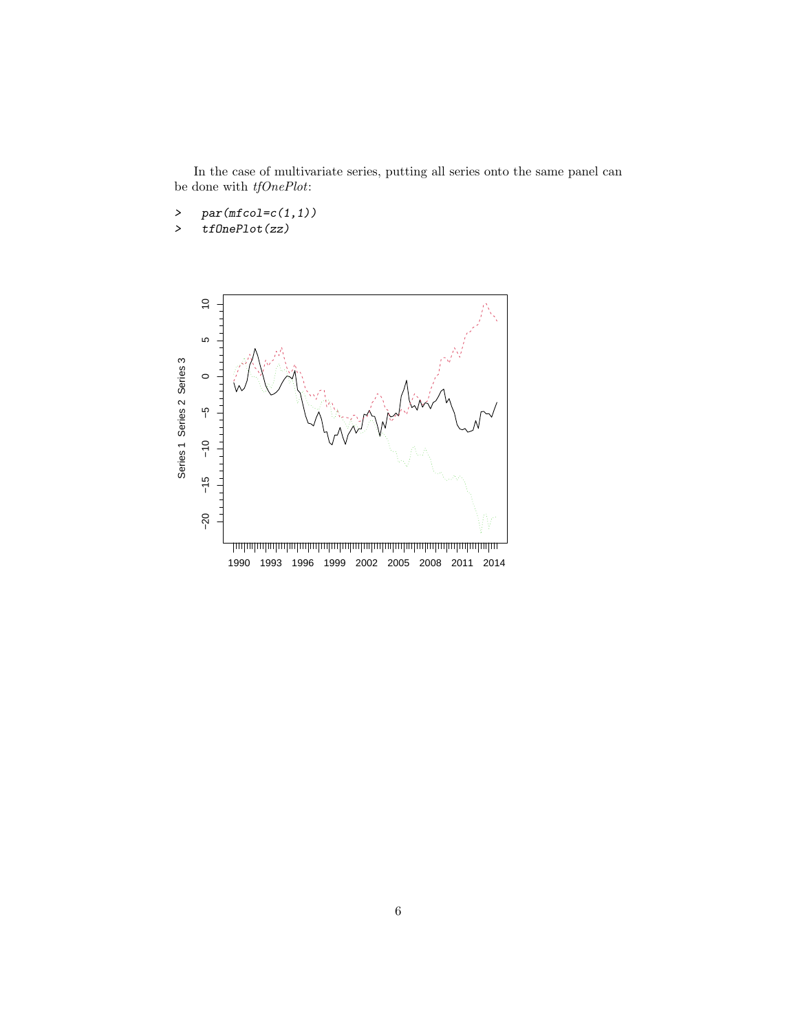In the case of multivariate series, putting all series onto the same panel can be done with *tfOnePlot*:

```
>   par(mfcol=c(1,1))
>   tfOnePlot(zz)
```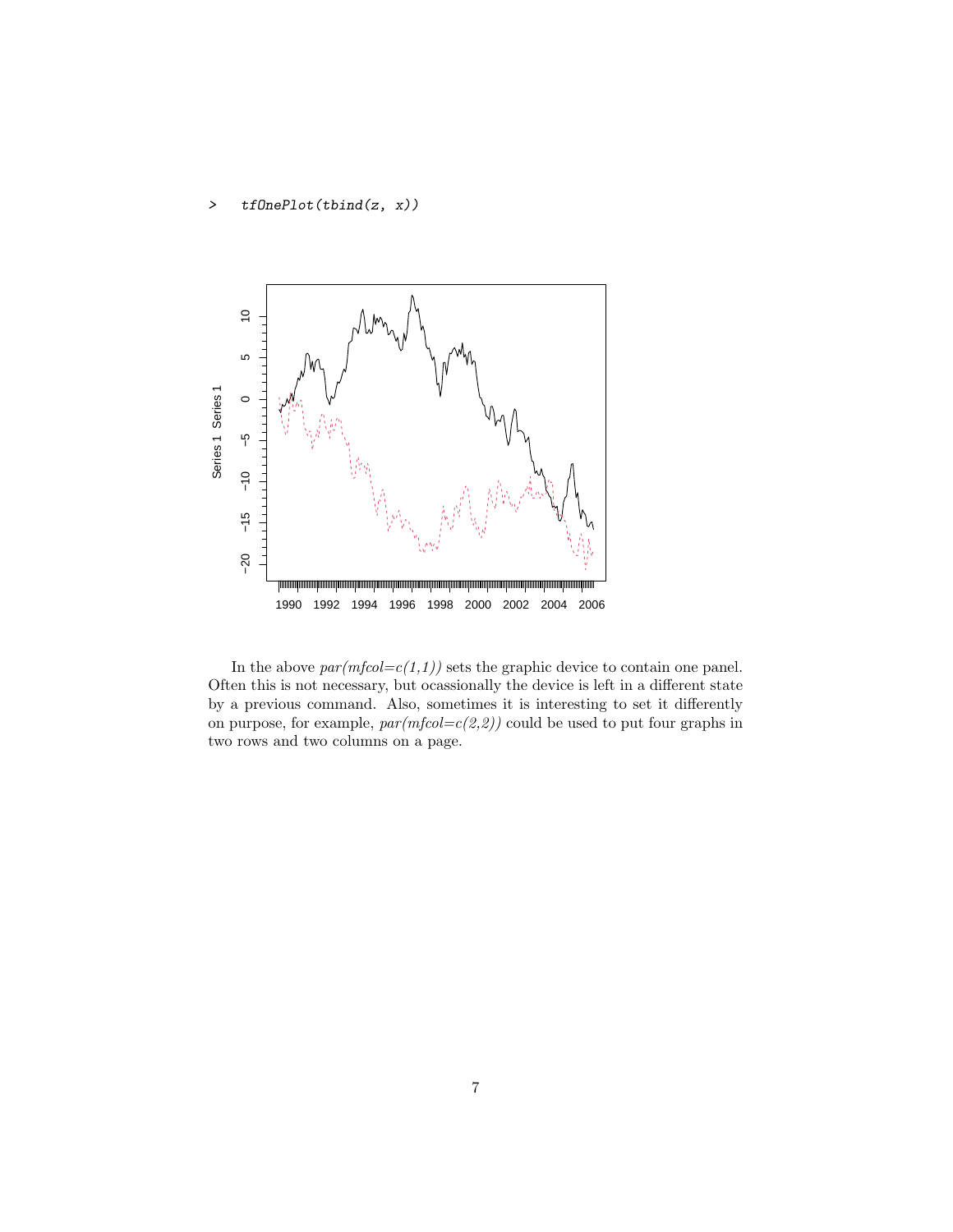```
>   tfOnePlot(tbind(z, x))
```

In the above *par(mfcol=c(1,1))* sets the graphic device to contain one panel. Often this is not necessary, but ocassionally the device is left in a different state by a previous command. Also, sometimes it is interesting to set it differently on purpose, for example, *par(mfcol=c(2,2))* could be used to put four graphs in two rows and two columns on a page.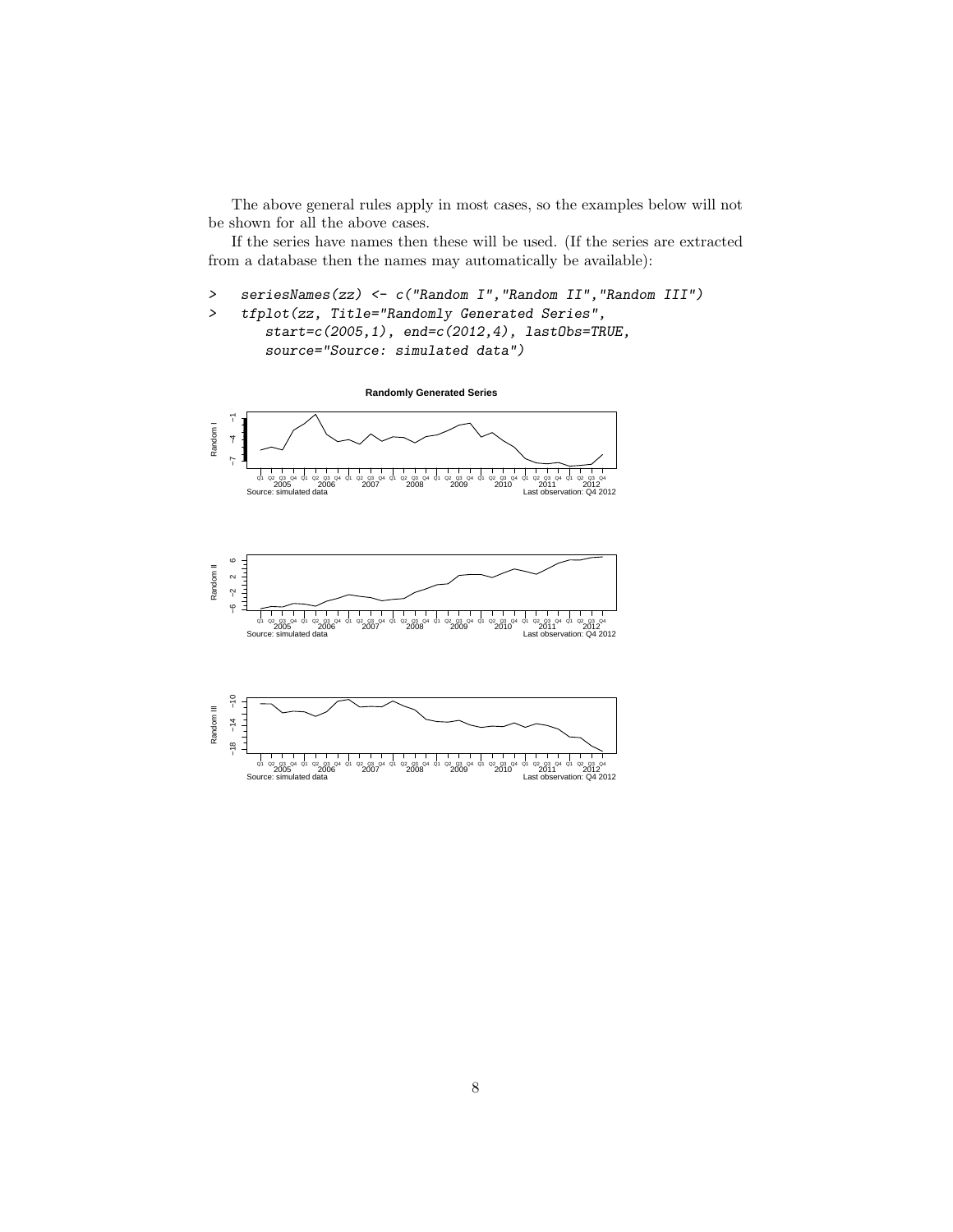The above general rules apply in most cases, so the examples below will not be shown for all the above cases.

If the series have names then these will be used. (If the series are extracted from a database then the names may automatically be available):

```
>   seriesNames(zz) <- c("Random I","Random II","Random III")
>   tfplot(zz, Title="Randomly Generated Series",
        start=c(2005,1), end=c(2012,4), lastObs=TRUE,
        source="Source: simulated data")
```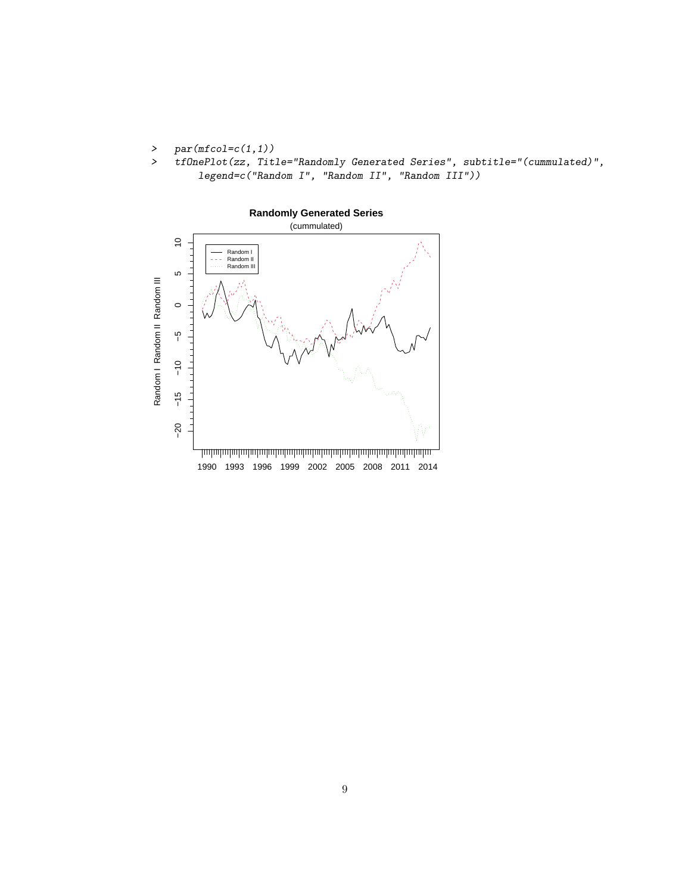```
> par(mfcol=c(1,1))
> tfOnePlot(zz, Title="Randomly Generated Series", subtitle="(cummulated)",
     legend=c("Random I", "Random II", "Random III"))
```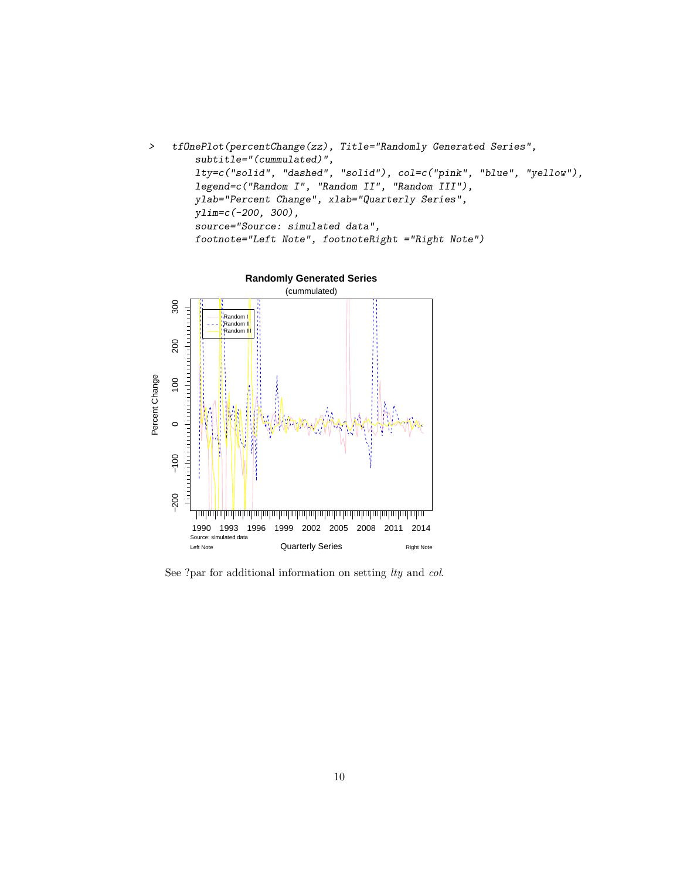```
>   tfOnePlot(percentChange(zz), Title="Randomly Generated Series",
        subtitle="(cummulated)",
        lty=c("solid", "dashed", "solid"), col=c("pink", "blue", "yellow"),
        legend=c("Random I", "Random II", "Random III"),
        ylab="Percent Change", xlab="Quarterly Series",
        ylim=c(-200, 300),
        source="Source: simulated data",
        footnote="Left Note", footnoteRight ="Right Note")
```

See ?par for additional information on setting *lty* and *col*.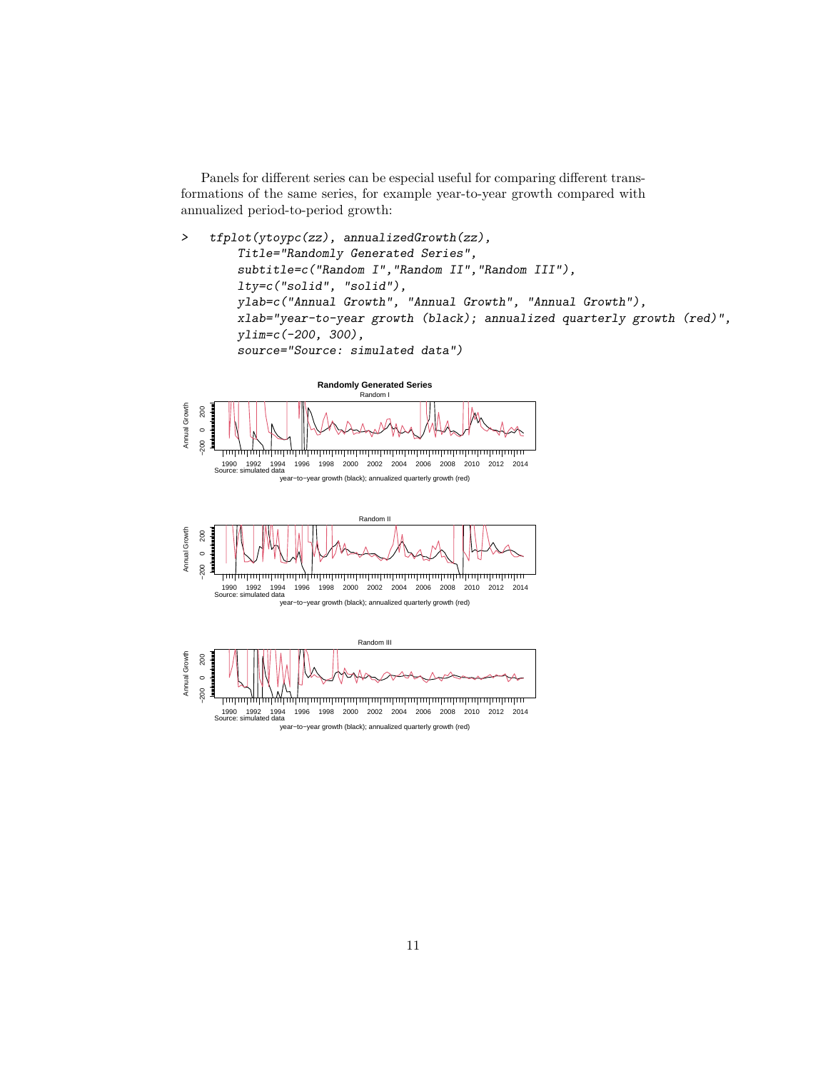Panels for different series can be especial useful for comparing different transformations of the same series, for example year-to-year growth compared with annualized period-to-period growth:

```
>   tfplot(ytoypc(zz), annualizedGrowth(zz),
        Title="Randomly Generated Series",
        subtitle=c("Random I","Random II","Random III"),
        lty=c("solid", "solid"),
        ylab=c("Annual Growth", "Annual Growth", "Annual Growth"),
        xlab="year-to-year growth (black); annualized quarterly growth (red)",
        ylim=c(-200, 300),
        source="Source: simulated data")
```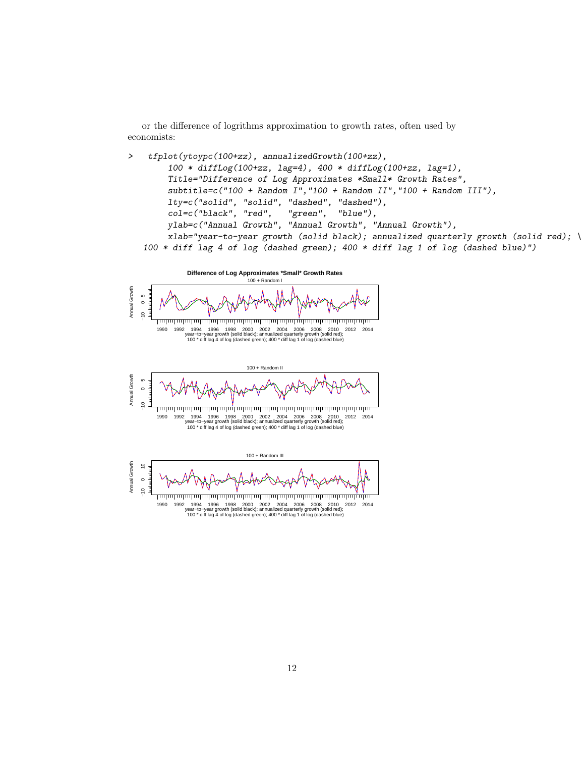or the difference of logrithms approximation to growth rates, often used by economists:

```
>   tfplot(ytoypc(100+zz), annualizedGrowth(100+zz),
      100 * diffLog(100+zz, lag=4), 400 * diffLog(100+zz, lag=1),
      Title="Difference of Log Approximates *Small* Growth Rates",
      subtitle=c("100 + Random I","100 + Random II","100 + Random III"),
      lty=c("solid", "solid", "dashed", "dashed"),
      col=c("black", "red",   "green",  "blue"),
      ylab=c("Annual Growth", "Annual Growth", "Annual Growth"),
      xlab="year-to-year growth (solid black); annualized quarterly growth (solid red); \
   100 * diff lag 4 of log (dashed green); 400 * diff lag 1 of log (dashed blue)")
```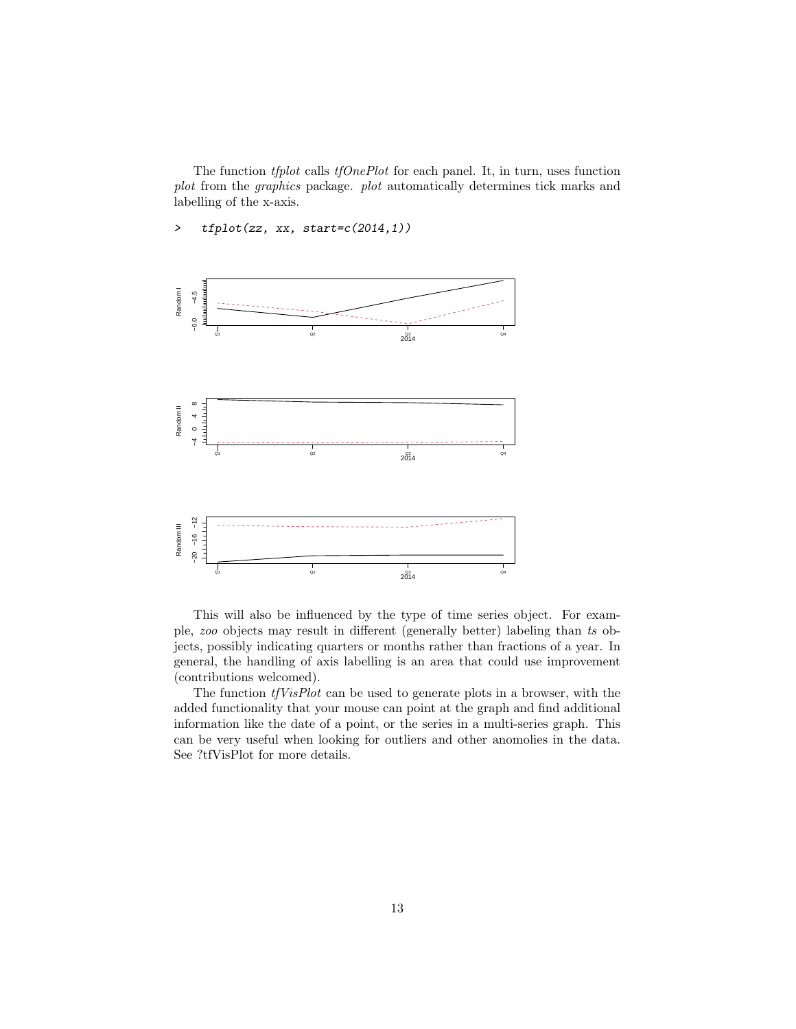The function *tfplot* calls *tfOnePlot* for each panel. It, in turn, uses function *plot* from the *graphics* package. *plot* automatically determines tick marks and labelling of the x-axis.

```
>   tfplot(zz, xx, start=c(2014,1))
```

This will also be influenced by the type of time series object. For example, *zoo* objects may result in different (generally better) labeling than *ts* objects, possibly indicating quarters or months rather than fractions of a year. In general, the handling of axis labelling is an area that could use improvement (contributions welcomed).

The function *tfVisPlot* can be used to generate plots in a browser, with the added functionality that your mouse can point at the graph and find additional information like the date of a point, or the series in a multi-series graph. This can be very useful when looking for outliers and other anomolies in the data. See ?tfVisPlot for more details.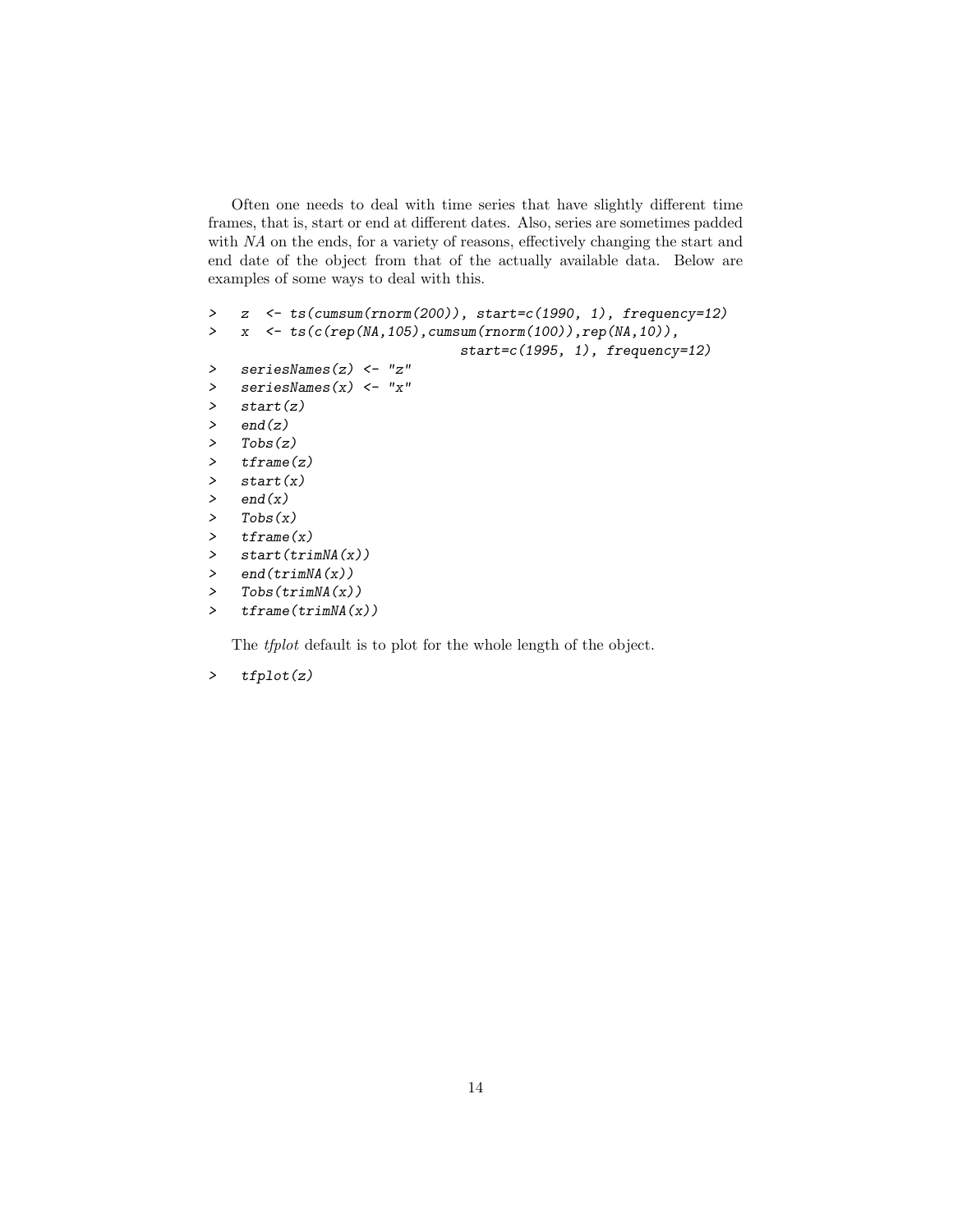Often one needs to deal with time series that have slightly different time frames, that is, start or end at different dates. Also, series are sometimes padded with *NA* on the ends, for a variety of reasons, effectively changing the start and end date of the object from that of the actually available data. Below are examples of some ways to deal with this.

```
>   z  <- ts(cumsum(rnorm(200)), start=c(1990, 1), frequency=12)
>   x  <- ts(c(rep(NA,105),cumsum(rnorm(100)),rep(NA,10)),
                               start=c(1995, 1), frequency=12)
>   seriesNames(z) <- "z"
>   seriesNames(x) <- "x"
>   start(z)
>   end(z)
>   Tobs(z)
>   tframe(z)
>   start(x)
>   end(x)
>   Tobs(x)
>   tframe(x)
>   start(trimNA(x))
>   end(trimNA(x))
>   Tobs(trimNA(x))
>   tframe(trimNA(x))
```

The *tfplot* default is to plot for the whole length of the object.

```
>   tfplot(z)
```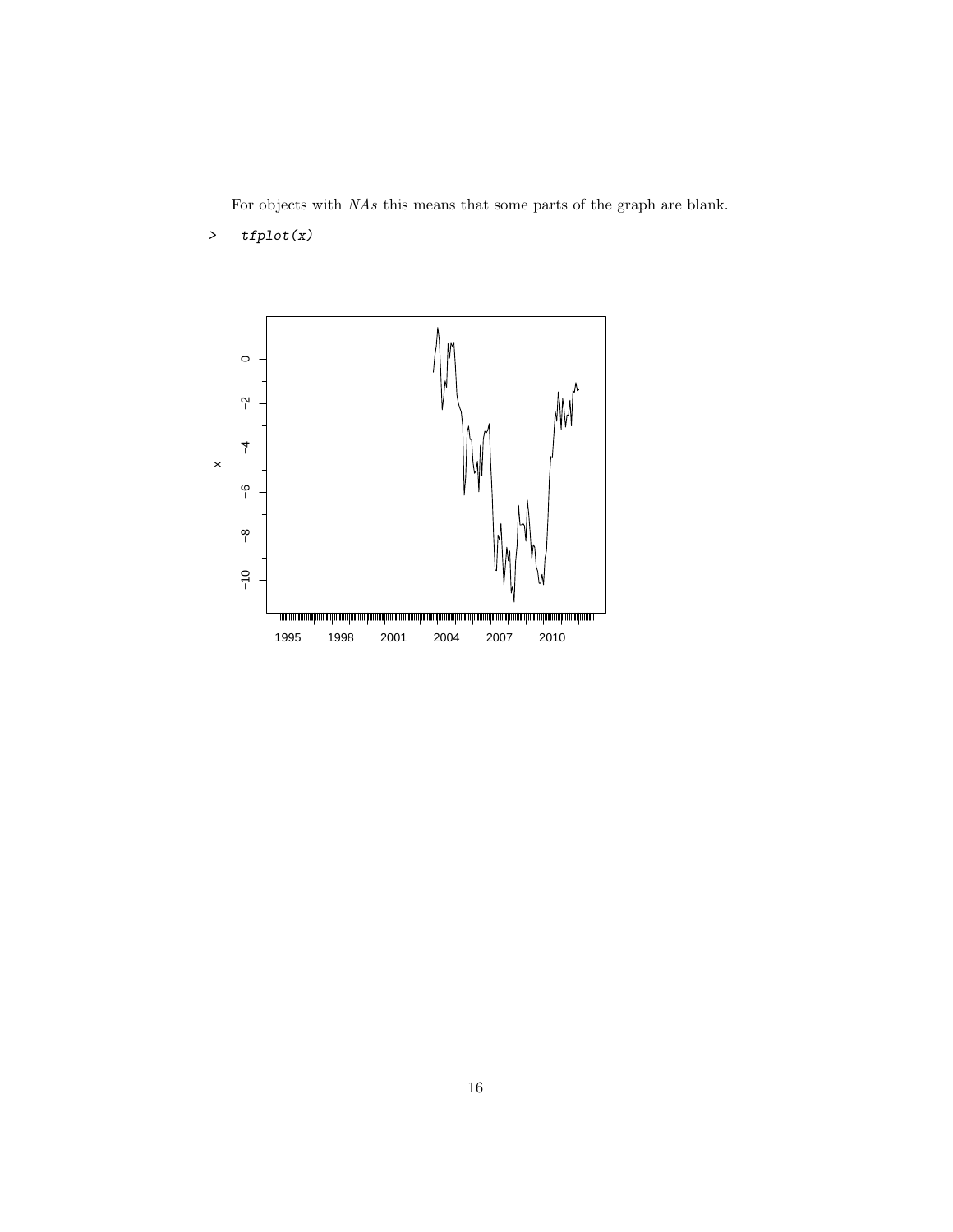For objects with *NAs* this means that some parts of the graph are blank.

```
>   tfplot(x)
```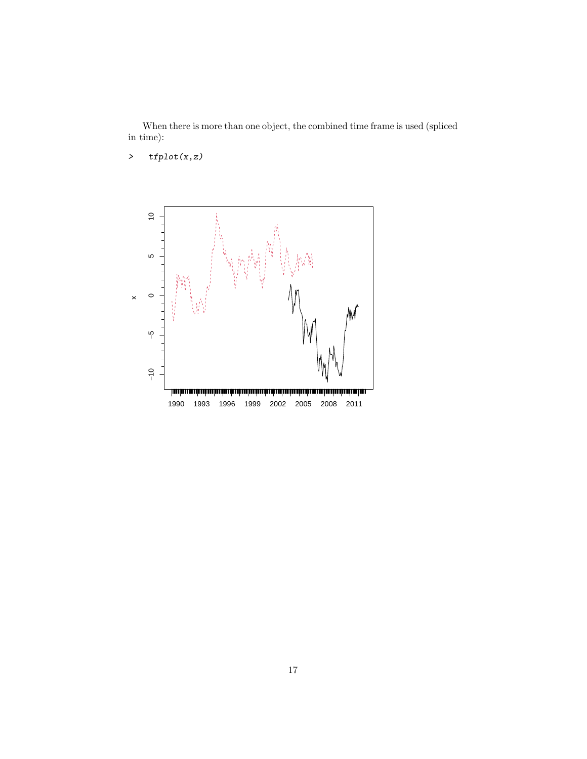When there is more than one object, the combined time frame is used (spliced in time):

```
>   tfplot(x,z)
```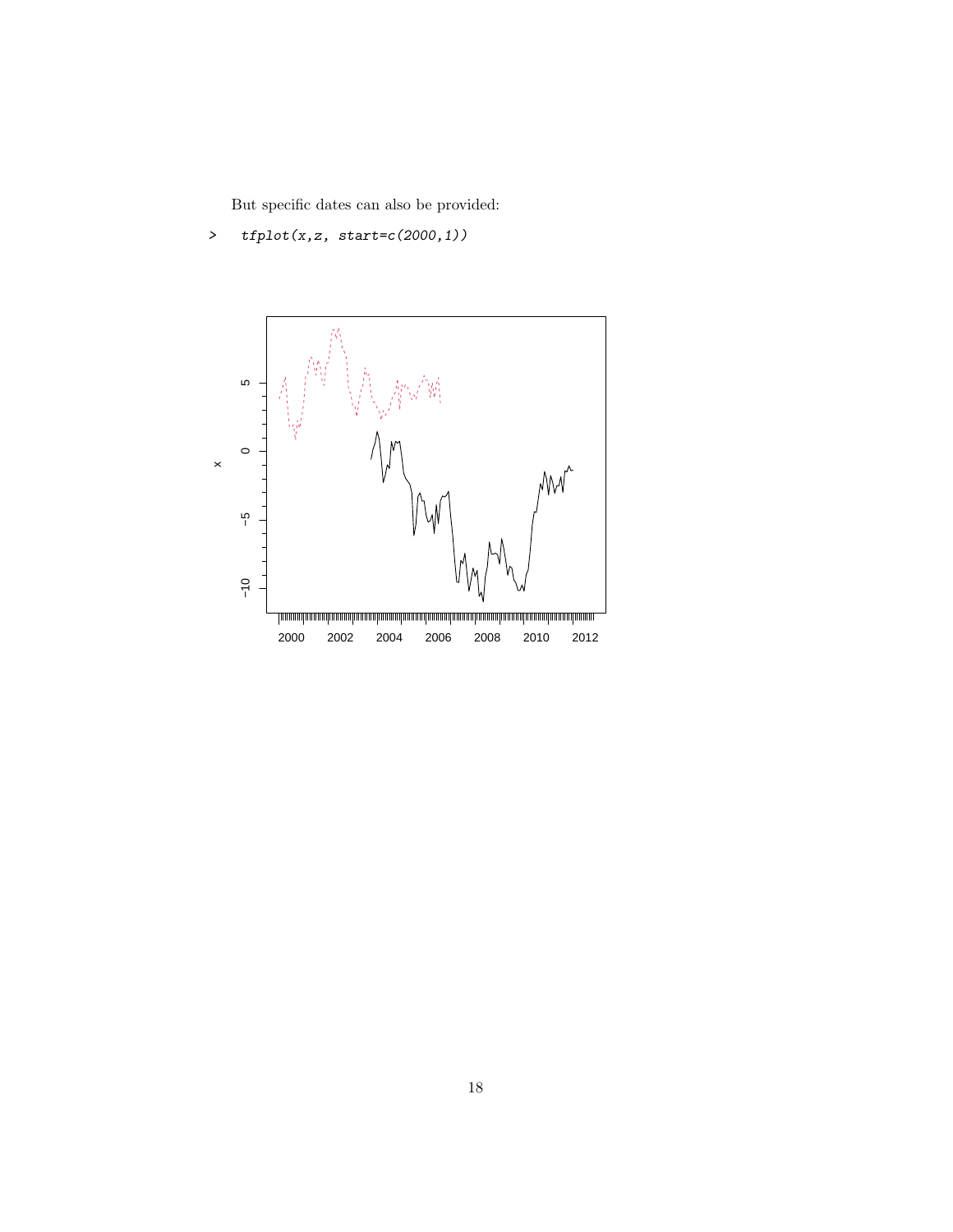But specific dates can also be provided:

```
>   tfplot(x,z, start=c(2000,1))
```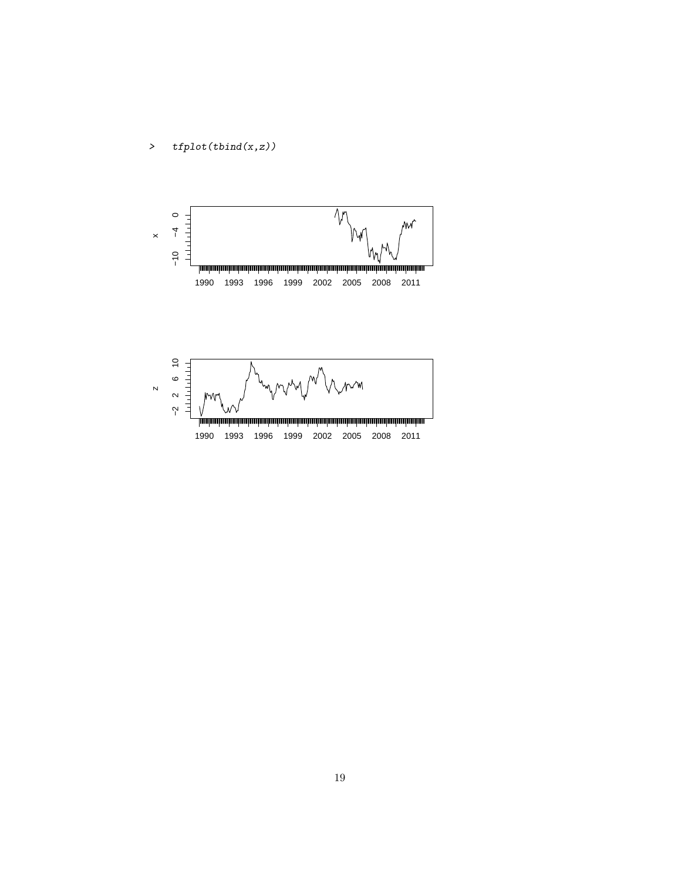```
>   tfplot(tbind(x,z))
```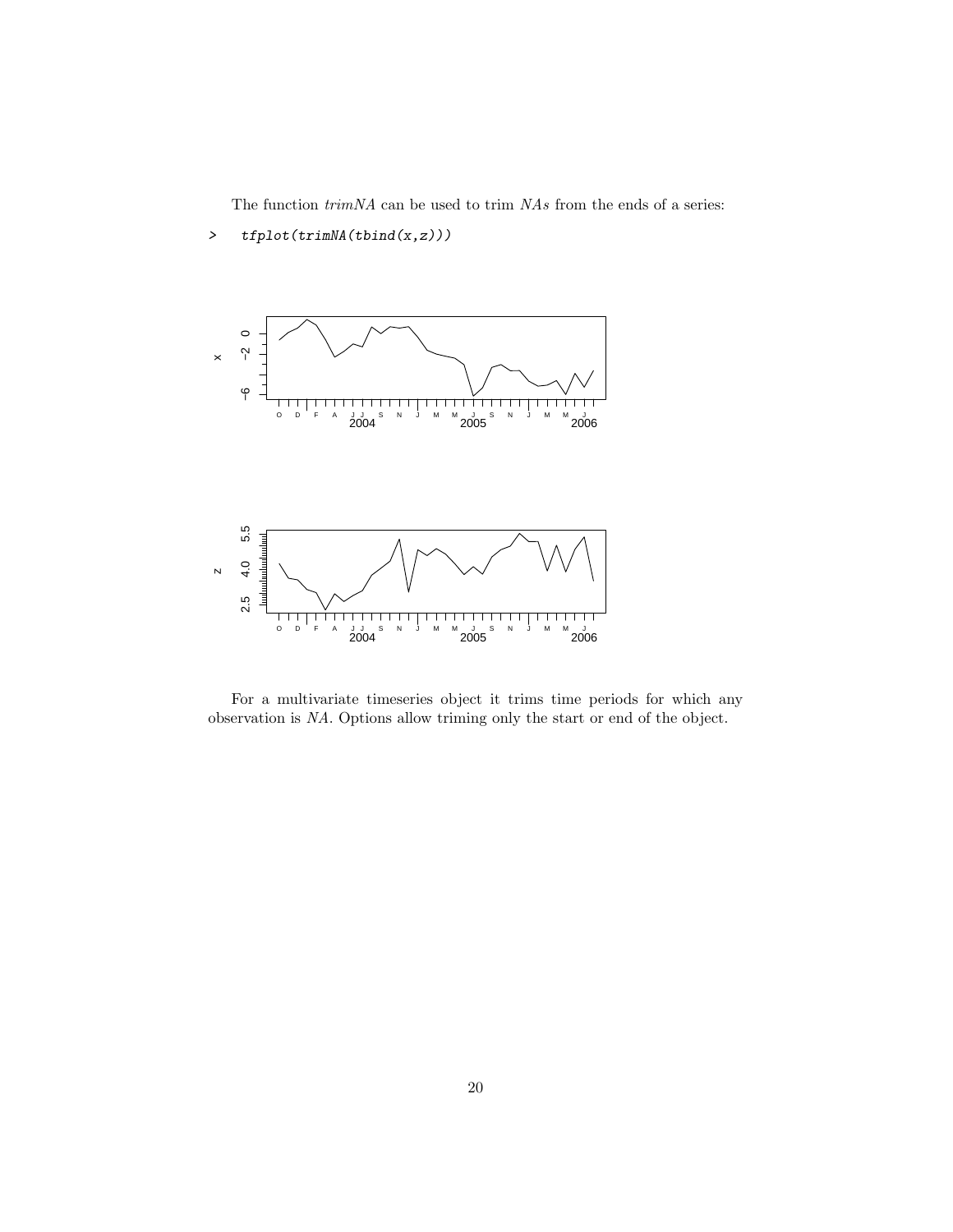The function *trimNA* can be used to trim *NAs* from the ends of a series:

```
>   tfplot(trimNA(tbind(x,z)))
```

For a multivariate timeseries object it trims time periods for which any observation is *NA*. Options allow triming only the start or end of the object.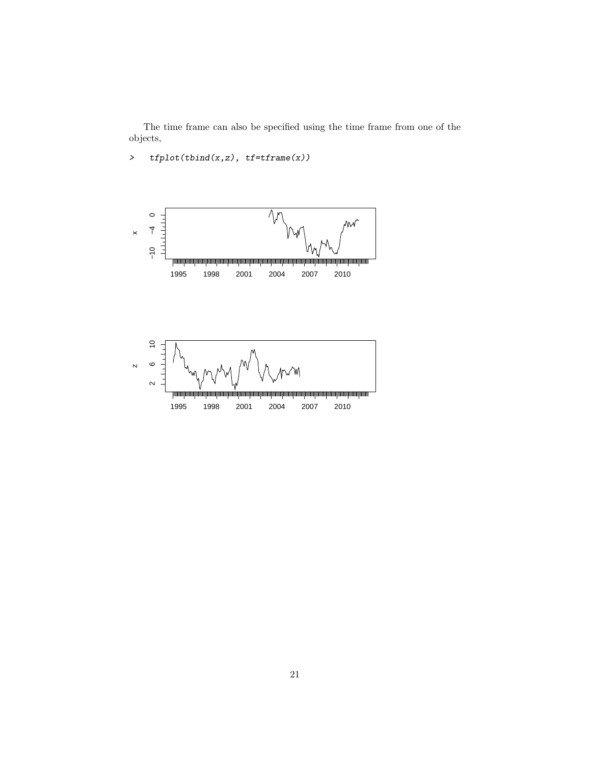The time frame can also be specified using the time frame from one of the objects,

```
>    tfplot(tbind(x,z), tf=tframe(x))
```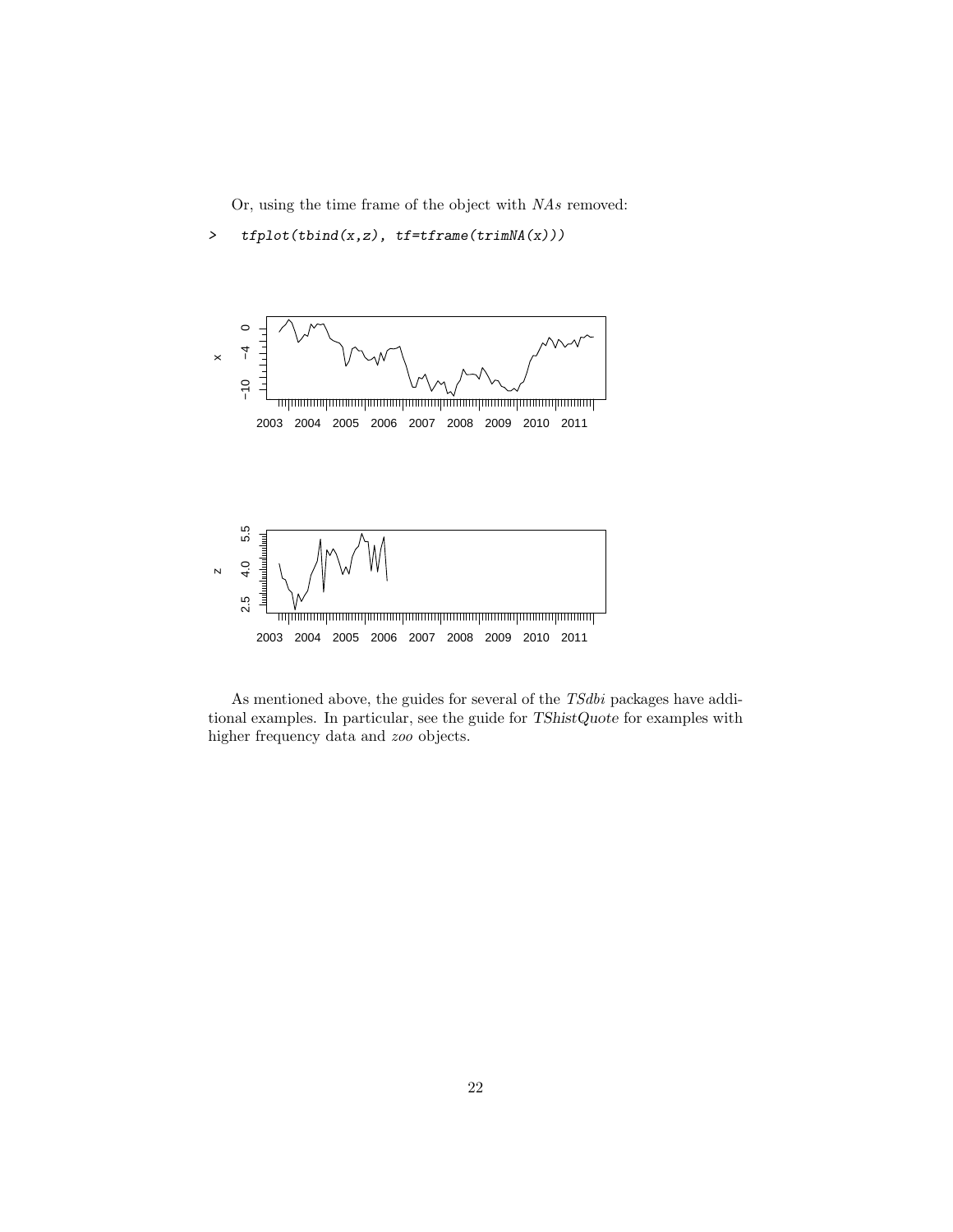Or, using the time frame of the object with *NAs* removed:

```
>    tfplot(tbind(x,z), tf=tframe(trimNA(x)))
```

x

0

−4

−10

2003 2004 2005 2006 2007 2008 2009 2010 2011

z

5.5

4.0

2.5

2003 2004 2005 2006 2007 2008 2009 2010 2011

As mentioned above, the guides for several of the *TSdbi* packages have additional examples. In particular, see the guide for *TShistQuote* for examples with higher frequency data and *zoo* objects.